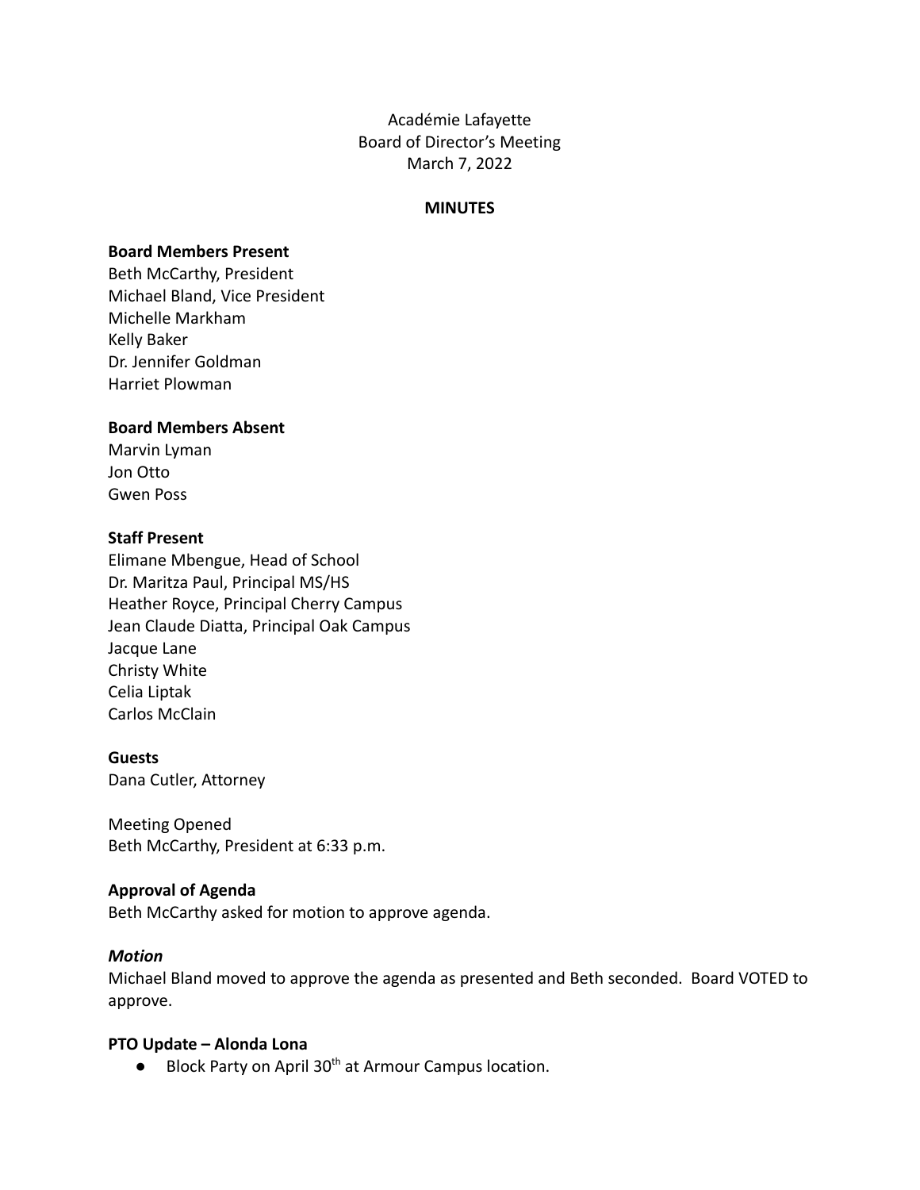Académie Lafayette
Board of Director's Meeting
March 7, 2022

**MINUTES**

**Board Members Present**
Beth McCarthy, President
Michael Bland, Vice President
Michelle Markham
Kelly Baker
Dr. Jennifer Goldman
Harriet Plowman

**Board Members Absent**
Marvin Lyman
Jon Otto
Gwen Poss

**Staff Present**
Elimane Mbengue, Head of School
Dr. Maritza Paul, Principal MS/HS
Heather Royce, Principal Cherry Campus
Jean Claude Diatta, Principal Oak Campus
Jacque Lane
Christy White
Celia Liptak
Carlos McClain

**Guests**
Dana Cutler, Attorney

Meeting Opened
Beth McCarthy, President at 6:33 p.m.

**Approval of Agenda**
Beth McCarthy asked for motion to approve agenda.

***Motion***
Michael Bland moved to approve the agenda as presented and Beth seconded. Board VOTED to approve.

**PTO Update – Alonda Lona**

- Block Party on April 30th at Armour Campus location.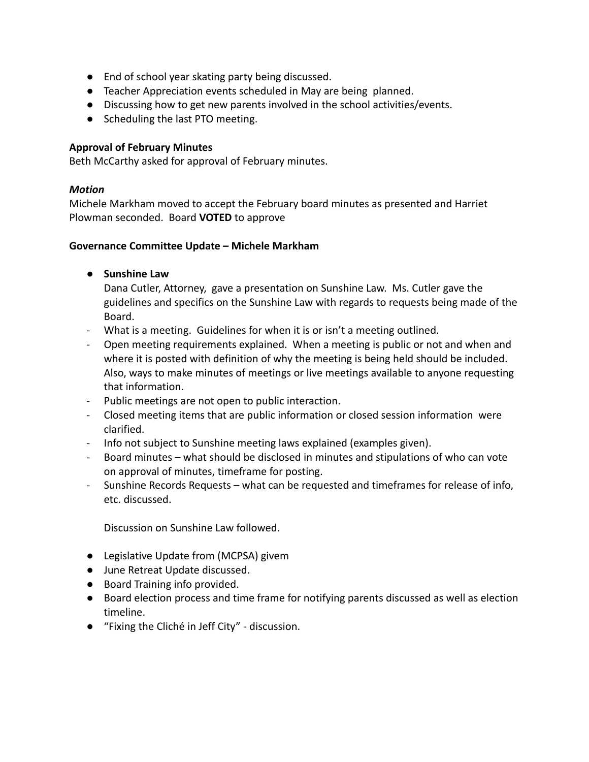- End of school year skating party being discussed.
- Teacher Appreciation events scheduled in May are being  planned.
- Discussing how to get new parents involved in the school activities/events.
- Scheduling the last PTO meeting.

**Approval of February Minutes**
Beth McCarthy asked for approval of February minutes.

***Motion***
Michele Markham moved to accept the February board minutes as presented and Harriet Plowman seconded.  Board **VOTED** to approve

**Governance Committee Update – Michele Markham**

- **Sunshine Law**
  Dana Cutler, Attorney,  gave a presentation on Sunshine Law.  Ms. Cutler gave the guidelines and specifics on the Sunshine Law with regards to requests being made of the Board.
  - What is a meeting.  Guidelines for when it is or isn't a meeting outlined.
  - Open meeting requirements explained.  When a meeting is public or not and when and where it is posted with definition of why the meeting is being held should be included.  Also, ways to make minutes of meetings or live meetings available to anyone requesting that information.
  - Public meetings are not open to public interaction.
  - Closed meeting items that are public information or closed session information  were clarified.
  - Info not subject to Sunshine meeting laws explained (examples given).
  - Board minutes – what should be disclosed in minutes and stipulations of who can vote on approval of minutes, timeframe for posting.
  - Sunshine Records Requests – what can be requested and timeframes for release of info, etc. discussed.

  Discussion on Sunshine Law followed.

- Legislative Update from (MCPSA) givem
- June Retreat Update discussed.
- Board Training info provided.
- Board election process and time frame for notifying parents discussed as well as election timeline.
- "Fixing the Cliché in Jeff City" - discussion.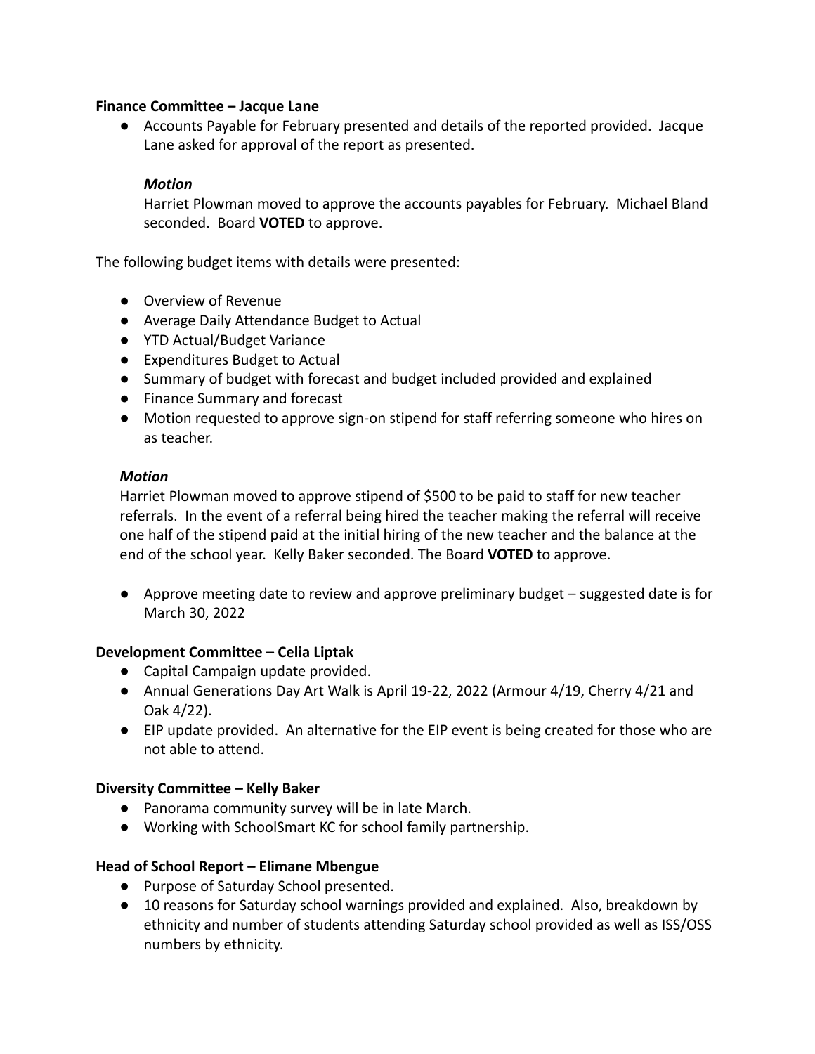**Finance Committee – Jacque Lane**

- Accounts Payable for February presented and details of the reported provided. Jacque Lane asked for approval of the report as presented.

  ***Motion***

  Harriet Plowman moved to approve the accounts payables for February. Michael Bland seconded. Board **VOTED** to approve.

The following budget items with details were presented:

- Overview of Revenue
- Average Daily Attendance Budget to Actual
- YTD Actual/Budget Variance
- Expenditures Budget to Actual
- Summary of budget with forecast and budget included provided and explained
- Finance Summary and forecast
- Motion requested to approve sign-on stipend for staff referring someone who hires on as teacher.

  ***Motion***

  Harriet Plowman moved to approve stipend of $500 to be paid to staff for new teacher referrals. In the event of a referral being hired the teacher making the referral will receive one half of the stipend paid at the initial hiring of the new teacher and the balance at the end of the school year. Kelly Baker seconded. The Board **VOTED** to approve.

- Approve meeting date to review and approve preliminary budget – suggested date is for March 30, 2022

**Development Committee – Celia Liptak**

- Capital Campaign update provided.
- Annual Generations Day Art Walk is April 19-22, 2022 (Armour 4/19, Cherry 4/21 and Oak 4/22).
- EIP update provided. An alternative for the EIP event is being created for those who are not able to attend.

**Diversity Committee – Kelly Baker**

- Panorama community survey will be in late March.
- Working with SchoolSmart KC for school family partnership.

**Head of School Report – Elimane Mbengue**

- Purpose of Saturday School presented.
- 10 reasons for Saturday school warnings provided and explained. Also, breakdown by ethnicity and number of students attending Saturday school provided as well as ISS/OSS numbers by ethnicity.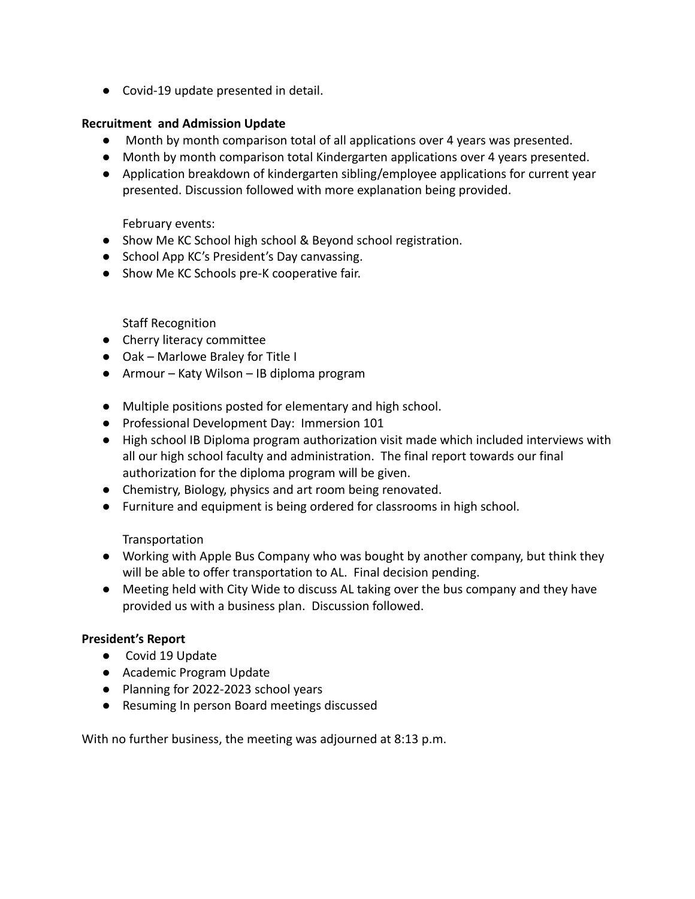- Covid-19 update presented in detail.

**Recruitment and Admission Update**

- Month by month comparison total of all applications over 4 years was presented.
- Month by month comparison total Kindergarten applications over 4 years presented.
- Application breakdown of kindergarten sibling/employee applications for current year presented. Discussion followed with more explanation being provided.

February events:

- Show Me KC School high school & Beyond school registration.
- School App KC's President's Day canvassing.
- Show Me KC Schools pre-K cooperative fair.

Staff Recognition

- Cherry literacy committee
- Oak – Marlowe Braley for Title I
- Armour – Katy Wilson – IB diploma program

- Multiple positions posted for elementary and high school.
- Professional Development Day: Immersion 101
- High school IB Diploma program authorization visit made which included interviews with all our high school faculty and administration. The final report towards our final authorization for the diploma program will be given.
- Chemistry, Biology, physics and art room being renovated.
- Furniture and equipment is being ordered for classrooms in high school.

Transportation

- Working with Apple Bus Company who was bought by another company, but think they will be able to offer transportation to AL. Final decision pending.
- Meeting held with City Wide to discuss AL taking over the bus company and they have provided us with a business plan. Discussion followed.

**President's Report**

- Covid 19 Update
- Academic Program Update
- Planning for 2022-2023 school years
- Resuming In person Board meetings discussed

With no further business, the meeting was adjourned at 8:13 p.m.